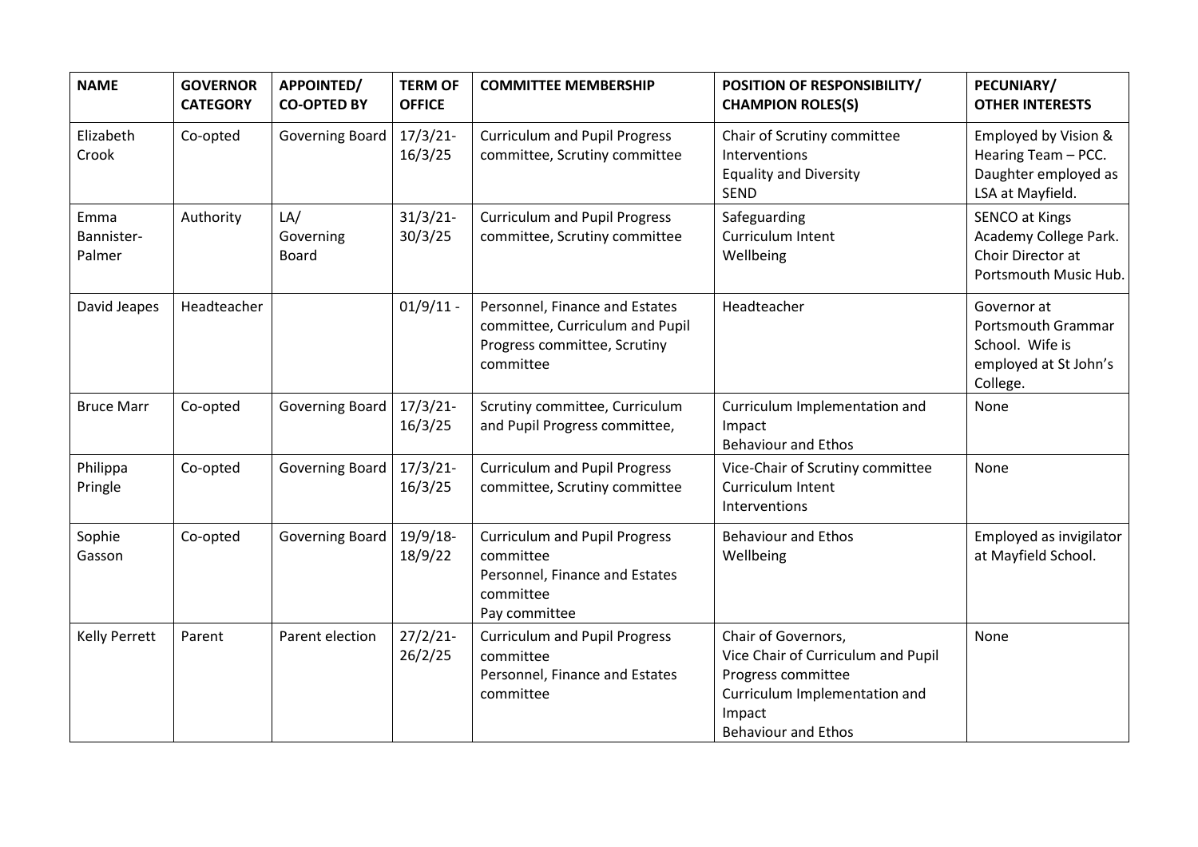| NAME | GOVERNOR CATEGORY | APPOINTED/ CO-OPTED BY | TERM OF OFFICE | COMMITTEE MEMBERSHIP | POSITION OF RESPONSIBILITY/ CHAMPION ROLES(S) | PECUNIARY/ OTHER INTERESTS |
|---|---|---|---|---|---|---|
| Elizabeth Crook | Co-opted | Governing Board | 17/3/21-16/3/25 | Curriculum and Pupil Progress committee, Scrutiny committee | Chair of Scrutiny committee<br>Interventions<br>Equality and Diversity<br>SEND | Employed by Vision & Hearing Team – PCC. Daughter employed as LSA at Mayfield. |
| Emma Bannister-Palmer | Authority | LA/ Governing Board | 31/3/21-30/3/25 | Curriculum and Pupil Progress committee, Scrutiny committee | Safeguarding<br>Curriculum Intent<br>Wellbeing | SENCO at Kings Academy College Park. Choir Director at Portsmouth Music Hub. |
| David Jeapes | Headteacher | | 01/9/11 - | Personnel, Finance and Estates committee, Curriculum and Pupil Progress committee, Scrutiny committee | Headteacher | Governor at Portsmouth Grammar School. Wife is employed at St John's College. |
| Bruce Marr | Co-opted | Governing Board | 17/3/21-16/3/25 | Scrutiny committee, Curriculum and Pupil Progress committee, | Curriculum Implementation and Impact<br>Behaviour and Ethos | None |
| Philippa Pringle | Co-opted | Governing Board | 17/3/21-16/3/25 | Curriculum and Pupil Progress committee, Scrutiny committee | Vice-Chair of Scrutiny committee<br>Curriculum Intent<br>Interventions | None |
| Sophie Gasson | Co-opted | Governing Board | 19/9/18-18/9/22 | Curriculum and Pupil Progress committee<br>Personnel, Finance and Estates committee<br>Pay committee | Behaviour and Ethos<br>Wellbeing | Employed as invigilator at Mayfield School. |
| Kelly Perrett | Parent | Parent election | 27/2/21-26/2/25 | Curriculum and Pupil Progress committee<br>Personnel, Finance and Estates committee | Chair of Governors,<br>Vice Chair of Curriculum and Pupil Progress committee<br>Curriculum Implementation and Impact<br>Behaviour and Ethos | None |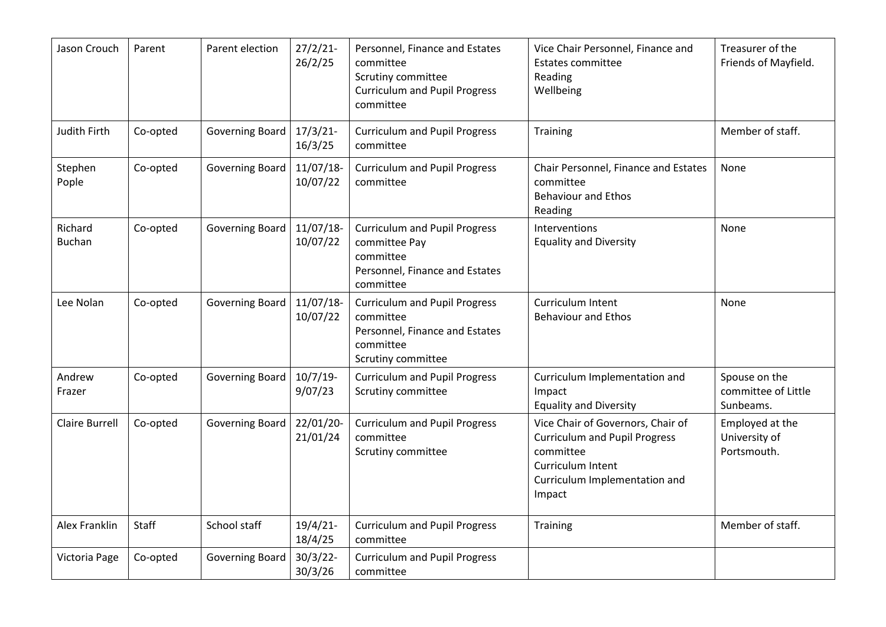| Jason Crouch | Parent | Parent election | 27/2/21-26/2/25 | Personnel, Finance and Estates committee<br>Scrutiny committee<br>Curriculum and Pupil Progress committee | Vice Chair Personnel, Finance and Estates committee<br>Reading<br>Wellbeing | Treasurer of the Friends of Mayfield. |
|---|---|---|---|---|---|---|
| Judith Firth | Co-opted | Governing Board | 17/3/21-16/3/25 | Curriculum and Pupil Progress committee | Training | Member of staff. |
| Stephen Pople | Co-opted | Governing Board | 11/07/18-10/07/22 | Curriculum and Pupil Progress committee | Chair Personnel, Finance and Estates committee<br>Behaviour and Ethos<br>Reading | None |
| Richard Buchan | Co-opted | Governing Board | 11/07/18-10/07/22 | Curriculum and Pupil Progress committee Pay committee<br>Personnel, Finance and Estates committee | Interventions<br>Equality and Diversity | None |
| Lee Nolan | Co-opted | Governing Board | 11/07/18-10/07/22 | Curriculum and Pupil Progress committee<br>Personnel, Finance and Estates committee<br>Scrutiny committee | Curriculum Intent<br>Behaviour and Ethos | None |
| Andrew Frazer | Co-opted | Governing Board | 10/7/19-9/07/23 | Curriculum and Pupil Progress<br>Scrutiny committee | Curriculum Implementation and Impact<br>Equality and Diversity | Spouse on the committee of Little Sunbeams. |
| Claire Burrell | Co-opted | Governing Board | 22/01/20-21/01/24 | Curriculum and Pupil Progress committee<br>Scrutiny committee | Vice Chair of Governors, Chair of Curriculum and Pupil Progress committee<br>Curriculum Intent<br>Curriculum Implementation and Impact | Employed at the University of Portsmouth. |
| Alex Franklin | Staff | School staff | 19/4/21-18/4/25 | Curriculum and Pupil Progress committee | Training | Member of staff. |
| Victoria Page | Co-opted | Governing Board | 30/3/22-30/3/26 | Curriculum and Pupil Progress committee | | |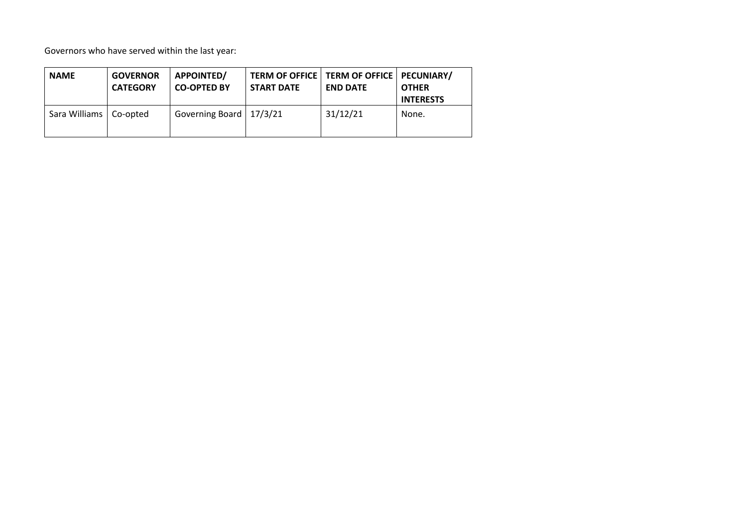Governors who have served within the last year:

| NAME | GOVERNOR CATEGORY | APPOINTED/ CO-OPTED BY | TERM OF OFFICE START DATE | TERM OF OFFICE END DATE | PECUNIARY/ OTHER INTERESTS |
|---|---|---|---|---|---|
| Sara Williams | Co-opted | Governing Board | 17/3/21 | 31/12/21 | None. |